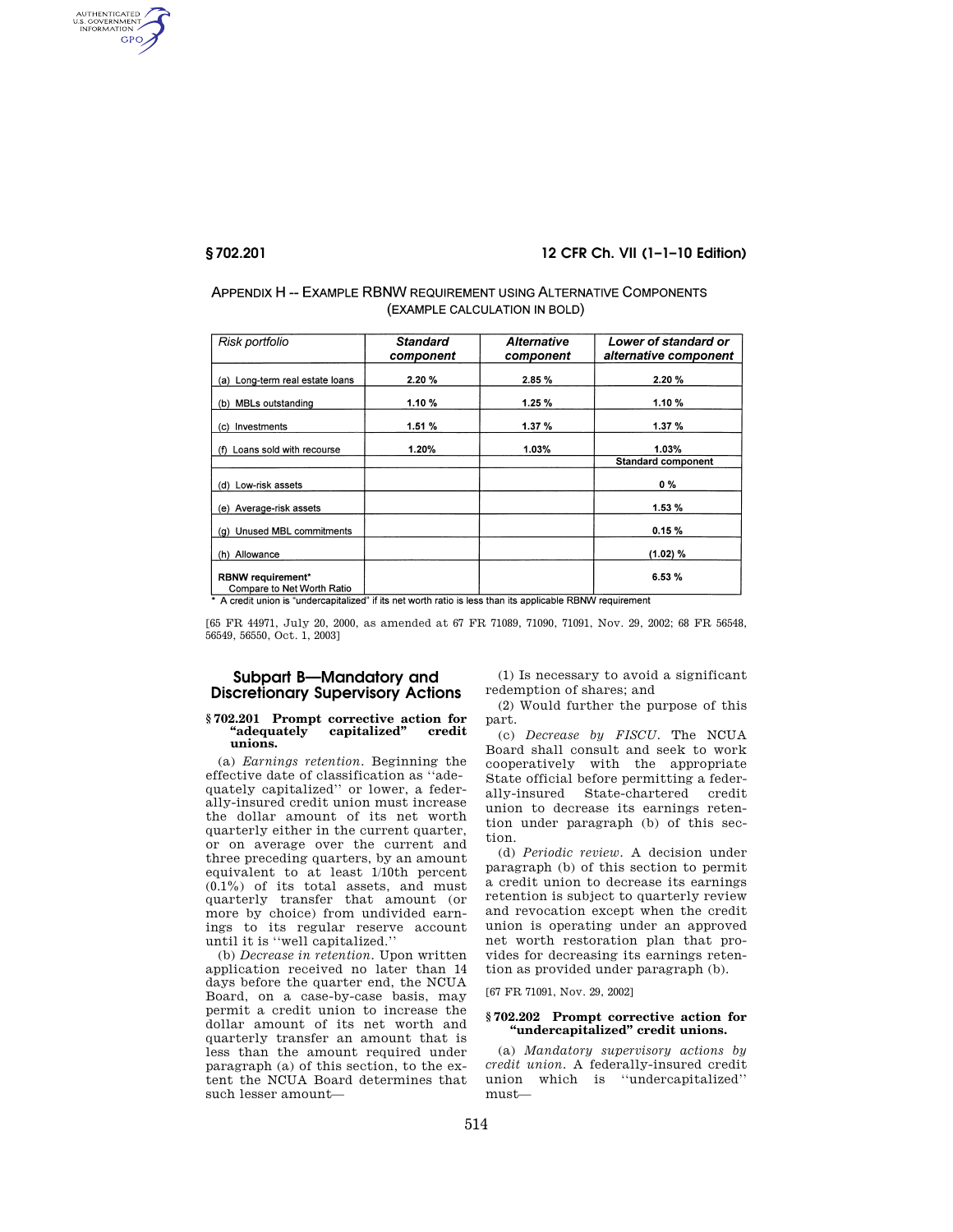## APPENDIX H -- EXAMPLE RBNW REQUIREMENT USING ALTERNATIVE COMPONENTS (EXAMPLE CALCULATION IN BOLD)

| *Risk portfolio* | ***Standard component*** | ***Alternative component*** | ***Lower of standard or alternative component*** |
|---|---|---|---|
| (a) Long-term real estate loans | **2.20 %** | **2.85 %** | **2.20 %** |
| (b) MBLs outstanding | **1.10 %** | **1.25 %** | **1.10 %** |
| (c) Investments | **1.51 %** | **1.37 %** | **1.37 %** |
| (f) Loans sold with recourse | **1.20%** | **1.03%** | **1.03%** |
| | | | **Standard component** |
| (d) Low-risk assets | | | **0 %** |
| (e) Average-risk assets | | | **1.53 %** |
| (g) Unused MBL commitments | | | **0.15 %** |
| (h) Allowance | | | **(1.02) %** |
| **RBNW requirement*** Compare to Net Worth Ratio | | | **6.53 %** |

\* A credit union is "undercapitalized" if its net worth ratio is less than its applicable RBNW requirement

[65 FR 44971, July 20, 2000, as amended at 67 FR 71089, 71090, 71091, Nov. 29, 2002; 68 FR 56548, 56549, 56550, Oct. 1, 2003]

## Subpart B—Mandatory and Discretionary Supervisory Actions

### § 702.201 Prompt corrective action for "adequately capitalized" credit unions.

(a) *Earnings retention.* Beginning the effective date of classification as "adequately capitalized" or lower, a federally-insured credit union must increase the dollar amount of its net worth quarterly either in the current quarter, or on average over the current and three preceding quarters, by an amount equivalent to at least 1/10th percent (0.1%) of its total assets, and must quarterly transfer that amount (or more by choice) from undivided earnings to its regular reserve account until it is "well capitalized."

(b) *Decrease in retention.* Upon written application received no later than 14 days before the quarter end, the NCUA Board, on a case-by-case basis, may permit a credit union to increase the dollar amount of its net worth and quarterly transfer an amount that is less than the amount required under paragraph (a) of this section, to the extent the NCUA Board determines that such lesser amount—

(1) Is necessary to avoid a significant redemption of shares; and

(2) Would further the purpose of this part.

(c) *Decrease by FISCU.* The NCUA Board shall consult and seek to work cooperatively with the appropriate State official before permitting a federally-insured State-chartered credit union to decrease its earnings retention under paragraph (b) of this section.

(d) *Periodic review.* A decision under paragraph (b) of this section to permit a credit union to decrease its earnings retention is subject to quarterly review and revocation except when the credit union is operating under an approved net worth restoration plan that provides for decreasing its earnings retention as provided under paragraph (b).

[67 FR 71091, Nov. 29, 2002]

### § 702.202 Prompt corrective action for "undercapitalized" credit unions.

(a) *Mandatory supervisory actions by credit union.* A federally-insured credit union which is "undercapitalized" must—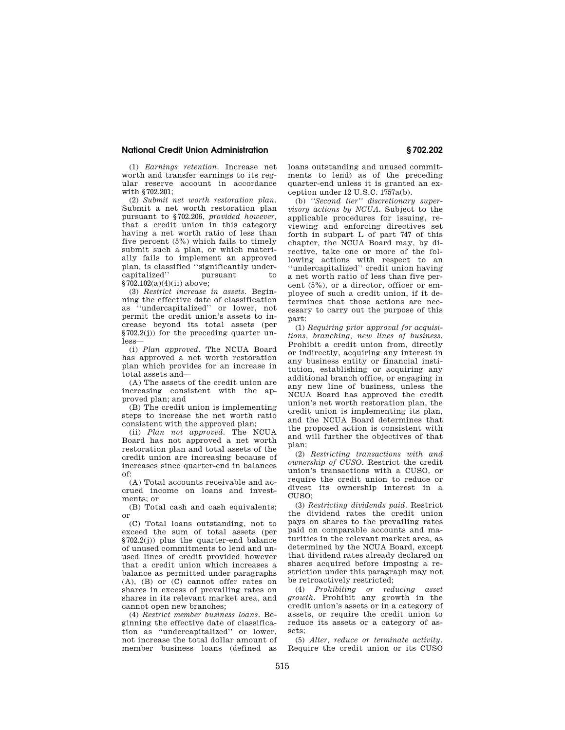(1) *Earnings retention.* Increase net worth and transfer earnings to its regular reserve account in accordance with §702.201;

(2) *Submit net worth restoration plan.* Submit a net worth restoration plan pursuant to §702.206, *provided however,* that a credit union in this category having a net worth ratio of less than five percent (5%) which fails to timely submit such a plan, or which materially fails to implement an approved plan, is classified "significantly undercapitalized" pursuant to §702.102(a)(4)(ii) above;

(3) *Restrict increase in assets.* Beginning the effective date of classification as "undercapitalized" or lower, not permit the credit union's assets to increase beyond its total assets (per §702.2(j)) for the preceding quarter unless—

(i) *Plan approved.* The NCUA Board has approved a net worth restoration plan which provides for an increase in total assets and—

(A) The assets of the credit union are increasing consistent with the approved plan; and

(B) The credit union is implementing steps to increase the net worth ratio consistent with the approved plan;

(ii) *Plan not approved.* The NCUA Board has not approved a net worth restoration plan and total assets of the credit union are increasing because of increases since quarter-end in balances of:

(A) Total accounts receivable and accrued income on loans and investments; or

(B) Total cash and cash equivalents; or

(C) Total loans outstanding, not to exceed the sum of total assets (per §702.2(j)) plus the quarter-end balance of unused commitments to lend and unused lines of credit provided however that a credit union which increases a balance as permitted under paragraphs (A), (B) or (C) cannot offer rates on shares in excess of prevailing rates on shares in its relevant market area, and cannot open new branches;

(4) *Restrict member business loans.* Beginning the effective date of classification as "undercapitalized" or lower, not increase the total dollar amount of member business loans (defined as loans outstanding and unused commitments to lend) as of the preceding quarter-end unless it is granted an exception under 12 U.S.C. 1757a(b).

(b) *"Second tier" discretionary supervisory actions by NCUA.* Subject to the applicable procedures for issuing, reviewing and enforcing directives set forth in subpart L of part 747 of this chapter, the NCUA Board may, by directive, take one or more of the following actions with respect to an "undercapitalized" credit union having a net worth ratio of less than five percent (5%), or a director, officer or employee of such a credit union, if it determines that those actions are necessary to carry out the purpose of this part:

(1) *Requiring prior approval for acquisitions, branching, new lines of business.* Prohibit a credit union from, directly or indirectly, acquiring any interest in any business entity or financial institution, establishing or acquiring any additional branch office, or engaging in any new line of business, unless the NCUA Board has approved the credit union's net worth restoration plan, the credit union is implementing its plan, and the NCUA Board determines that the proposed action is consistent with and will further the objectives of that plan;

(2) *Restricting transactions with and ownership of CUSO.* Restrict the credit union's transactions with a CUSO, or require the credit union to reduce or divest its ownership interest in a CUSO;

(3) *Restricting dividends paid.* Restrict the dividend rates the credit union pays on shares to the prevailing rates paid on comparable accounts and maturities in the relevant market area, as determined by the NCUA Board, except that dividend rates already declared on shares acquired before imposing a restriction under this paragraph may not be retroactively restricted;

(4) *Prohibiting or reducing asset growth.* Prohibit any growth in the credit union's assets or in a category of assets, or require the credit union to reduce its assets or a category of assets;

(5) *Alter, reduce or terminate activity.* Require the credit union or its CUSO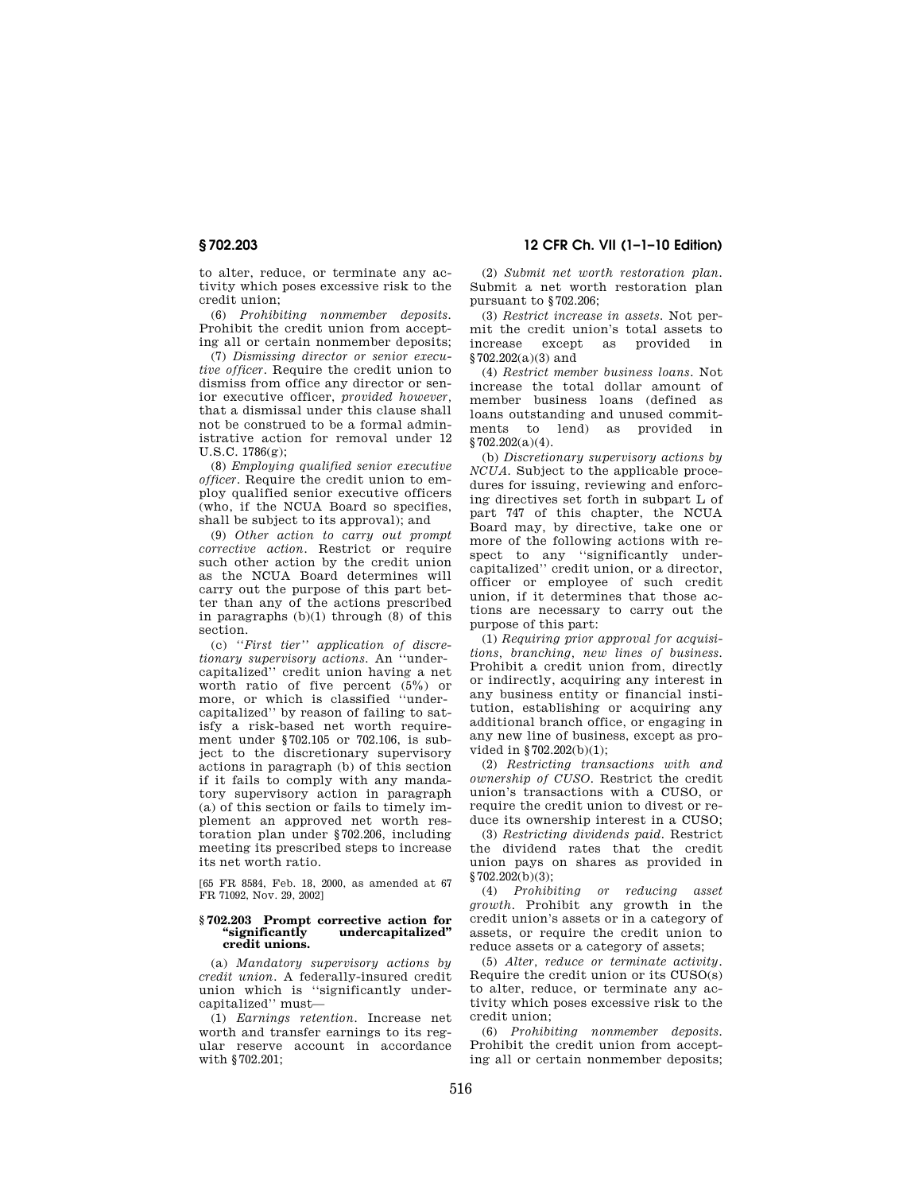to alter, reduce, or terminate any activity which poses excessive risk to the credit union;

(6) *Prohibiting nonmember deposits*. Prohibit the credit union from accepting all or certain nonmember deposits;

(7) *Dismissing director or senior executive officer*. Require the credit union to dismiss from office any director or senior executive officer, *provided however*, that a dismissal under this clause shall not be construed to be a formal administrative action for removal under 12 U.S.C. 1786(g);

(8) *Employing qualified senior executive officer*. Require the credit union to employ qualified senior executive officers (who, if the NCUA Board so specifies, shall be subject to its approval); and

(9) *Other action to carry out prompt corrective action*. Restrict or require such other action by the credit union as the NCUA Board determines will carry out the purpose of this part better than any of the actions prescribed in paragraphs (b)(1) through (8) of this section.

(c) *''First tier'' application of discretionary supervisory actions*. An ''undercapitalized'' credit union having a net worth ratio of five percent (5%) or more, or which is classified ''undercapitalized'' by reason of failing to satisfy a risk-based net worth requirement under §702.105 or 702.106, is subject to the discretionary supervisory actions in paragraph (b) of this section if it fails to comply with any mandatory supervisory action in paragraph (a) of this section or fails to timely implement an approved net worth restoration plan under §702.206, including meeting its prescribed steps to increase its net worth ratio.

[65 FR 8584, Feb. 18, 2000, as amended at 67 FR 71092, Nov. 29, 2002]

### § 702.203 Prompt corrective action for "significantly undercapitalized" credit unions.

(a) *Mandatory supervisory actions by credit union*. A federally-insured credit union which is ''significantly undercapitalized'' must—

(1) *Earnings retention*. Increase net worth and transfer earnings to its regular reserve account in accordance with §702.201;

(2) *Submit net worth restoration plan*. Submit a net worth restoration plan pursuant to §702.206;

(3) *Restrict increase in assets*. Not permit the credit union's total assets to increase except as provided in §702.202(a)(3) and

(4) *Restrict member business loans*. Not increase the total dollar amount of member business loans (defined as loans outstanding and unused commitments to lend) as provided in §702.202(a)(4).

(b) *Discretionary supervisory actions by NCUA*. Subject to the applicable procedures for issuing, reviewing and enforcing directives set forth in subpart L of part 747 of this chapter, the NCUA Board may, by directive, take one or more of the following actions with respect to any ''significantly undercapitalized'' credit union, or a director, officer or employee of such credit union, if it determines that those actions are necessary to carry out the purpose of this part:

(1) *Requiring prior approval for acquisitions, branching, new lines of business*. Prohibit a credit union from, directly or indirectly, acquiring any interest in any business entity or financial institution, establishing or acquiring any additional branch office, or engaging in any new line of business, except as provided in §702.202(b)(1);

(2) *Restricting transactions with and ownership of CUSO*. Restrict the credit union's transactions with a CUSO, or require the credit union to divest or reduce its ownership interest in a CUSO;

(3) *Restricting dividends paid*. Restrict the dividend rates that the credit union pays on shares as provided in §702.202(b)(3);

(4) *Prohibiting or reducing asset growth*. Prohibit any growth in the credit union's assets or in a category of assets, or require the credit union to reduce assets or a category of assets;

(5) *Alter, reduce or terminate activity*. Require the credit union or its CUSO(s) to alter, reduce, or terminate any activity which poses excessive risk to the credit union;

(6) *Prohibiting nonmember deposits*. Prohibit the credit union from accepting all or certain nonmember deposits;